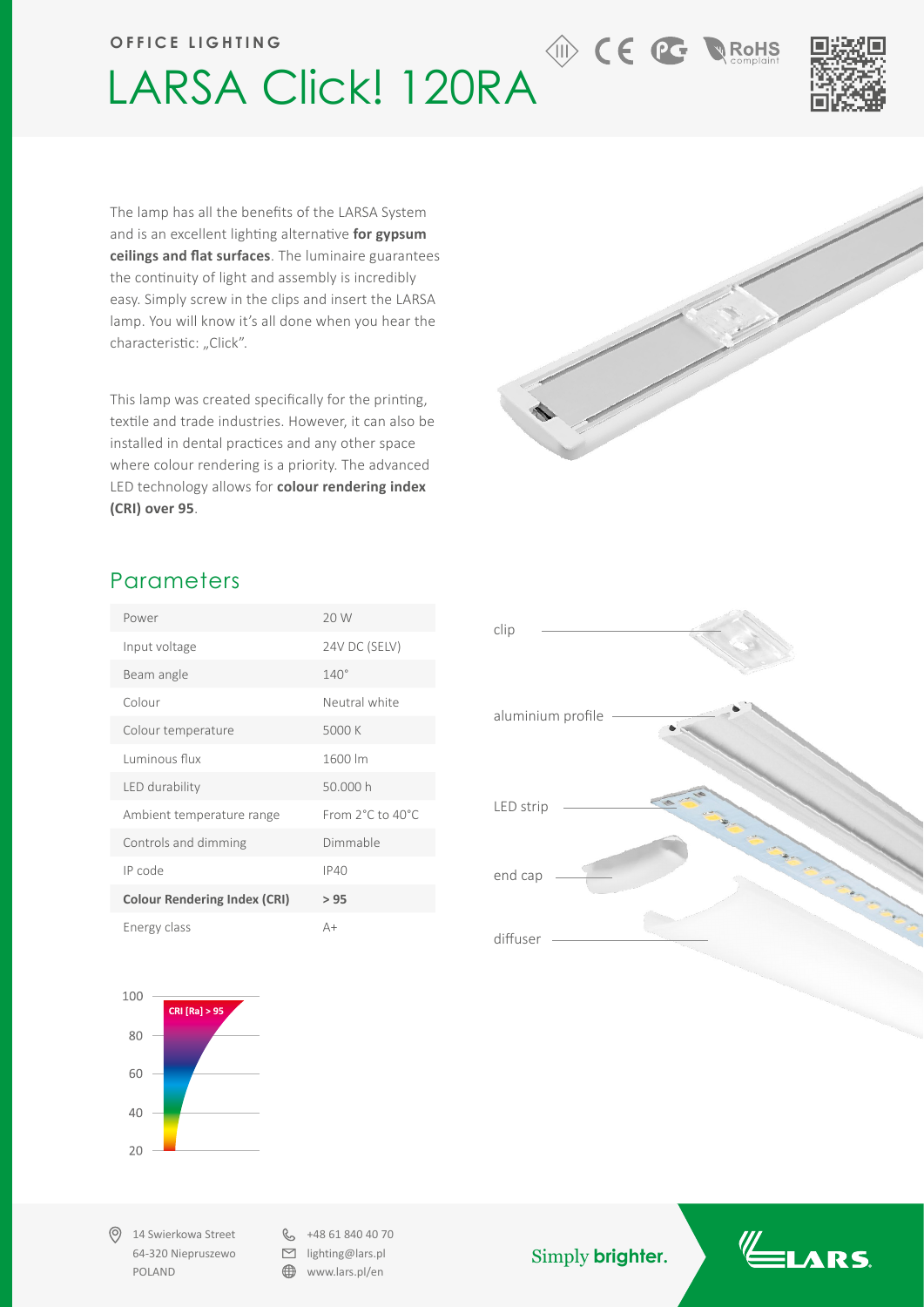OFFICE LIGHTING

# LARSA Click! 120RA

The lamp has all the benefits of the LARSA System and is an excellent lighting alternative **for gypsum ceilings and flat surfaces**. The luminaire guarantees the continuity of light and assembly is incredibly easy. Simply screw in the clips and insert the LARSA lamp. You will know it's all done when you hear the characteristic: „Click".

This lamp was created specifically for the printing, textile and trade industries. However, it can also be installed in dental practices and any other space where colour rendering is a priority. The advanced LED technology allows for **colour rendering index (CRI) over 95**.

## Parameters

| | |
|---|---|
| Power | 20 W |
| Input voltage | 24V DC (SELV) |
| Beam angle | 140° |
| Colour | Neutral white |
| Colour temperature | 5000 K |
| Luminous flux | 1600 lm |
| LED durability | 50.000 h |
| Ambient temperature range | From 2°C to 40°C |
| Controls and dimming | Dimmable |
| IP code | IP40 |
| **Colour Rendering Index (CRI)** | **> 95** |
| Energy class | A+ |

clip

aluminium profile

LED strip

end cap

diffuser

CRI [Ra] > 95

14 Swierkowa Street
64-320 Niepruszewo
POLAND

+48 61 840 40 70
lighting@lars.pl
www.lars.pl/en

Simply **brighter.**

LARS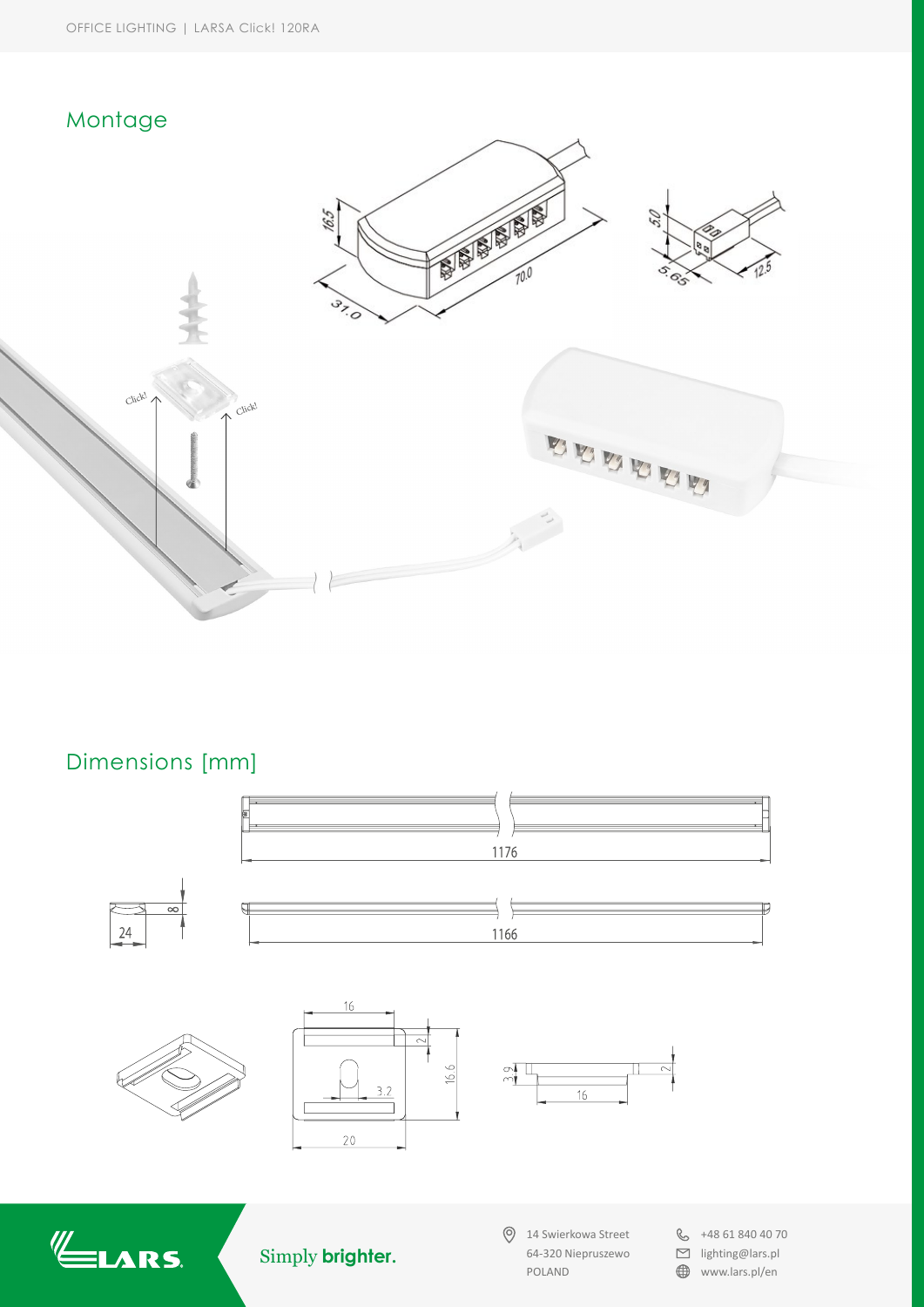## Montage

16.5

70.0

31.0

5.0

5.65

12.5

Click!

Click!

## Dimensions [mm]

1176

8

24

1166

16

2

16.6

3.2

20

3.9

2

16

Simply **brighter.**

14 Swierkowa Street
64-320 Niepruszewo
POLAND

+48 61 840 40 70
lighting@lars.pl
www.lars.pl/en